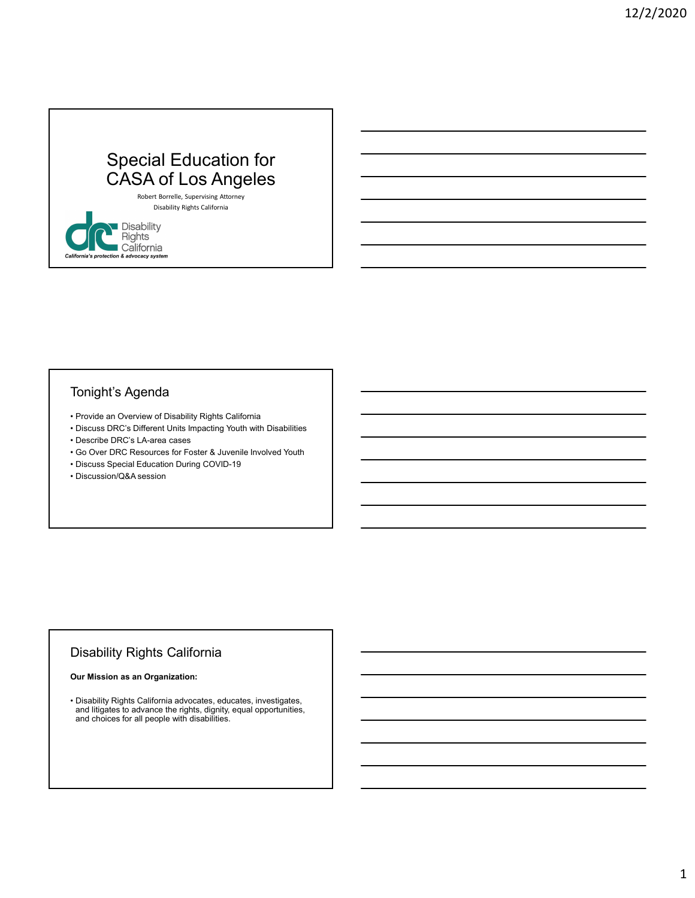# Special Education for CASA of Los Angeles

Robert Borrelle, Supervising Attorney

Disability Rights California

Disability Rights California

*California's protection & advocacy system*

## Tonight's Agenda

- Provide an Overview of Disability Rights California
- Discuss DRC's Different Units Impacting Youth with Disabilities
- Describe DRC's LA-area cases
- Go Over DRC Resources for Foster & Juvenile Involved Youth
- Discuss Special Education During COVID-19
- Discussion/Q&A session

## Disability Rights California

**Our Mission as an Organization:**

- Disability Rights California advocates, educates, investigates, and litigates to advance the rights, dignity, equal opportunities, and choices for all people with disabilities.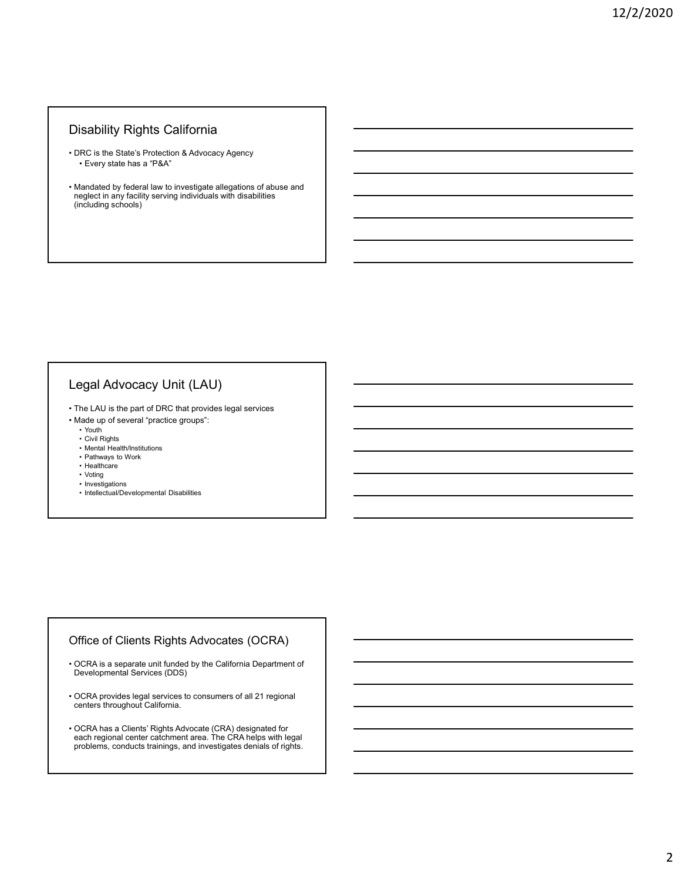## Disability Rights California

- DRC is the State's Protection & Advocacy Agency
  - Every state has a "P&A"
- Mandated by federal law to investigate allegations of abuse and neglect in any facility serving individuals with disabilities (including schools)

## Legal Advocacy Unit (LAU)

- The LAU is the part of DRC that provides legal services
- Made up of several "practice groups":
  - Youth
  - Civil Rights
  - Mental Health/Institutions
  - Pathways to Work
  - Healthcare
  - Voting
  - Investigations
  - Intellectual/Developmental Disabilities

## Office of Clients Rights Advocates (OCRA)

- OCRA is a separate unit funded by the California Department of Developmental Services (DDS)
- OCRA provides legal services to consumers of all 21 regional centers throughout California.
- OCRA has a Clients' Rights Advocate (CRA) designated for each regional center catchment area. The CRA helps with legal problems, conducts trainings, and investigates denials of rights.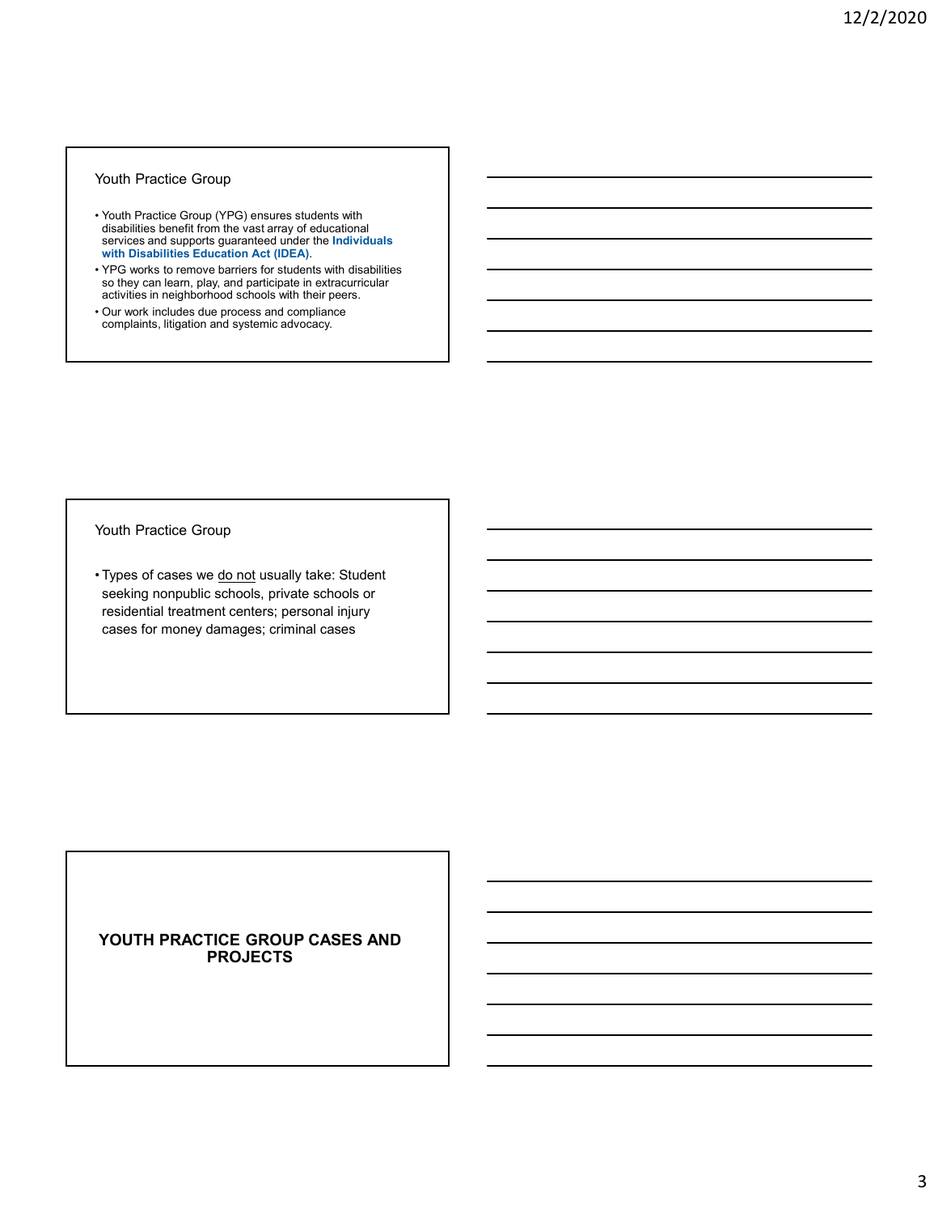## Youth Practice Group

- Youth Practice Group (YPG) ensures students with disabilities benefit from the vast array of educational services and supports guaranteed under the **Individuals with Disabilities Education Act (IDEA)**.
- YPG works to remove barriers for students with disabilities so they can learn, play, and participate in extracurricular activities in neighborhood schools with their peers.
- Our work includes due process and compliance complaints, litigation and systemic advocacy.

## Youth Practice Group

- Types of cases we do not usually take: Student seeking nonpublic schools, private schools or residential treatment centers; personal injury cases for money damages; criminal cases

## YOUTH PRACTICE GROUP CASES AND PROJECTS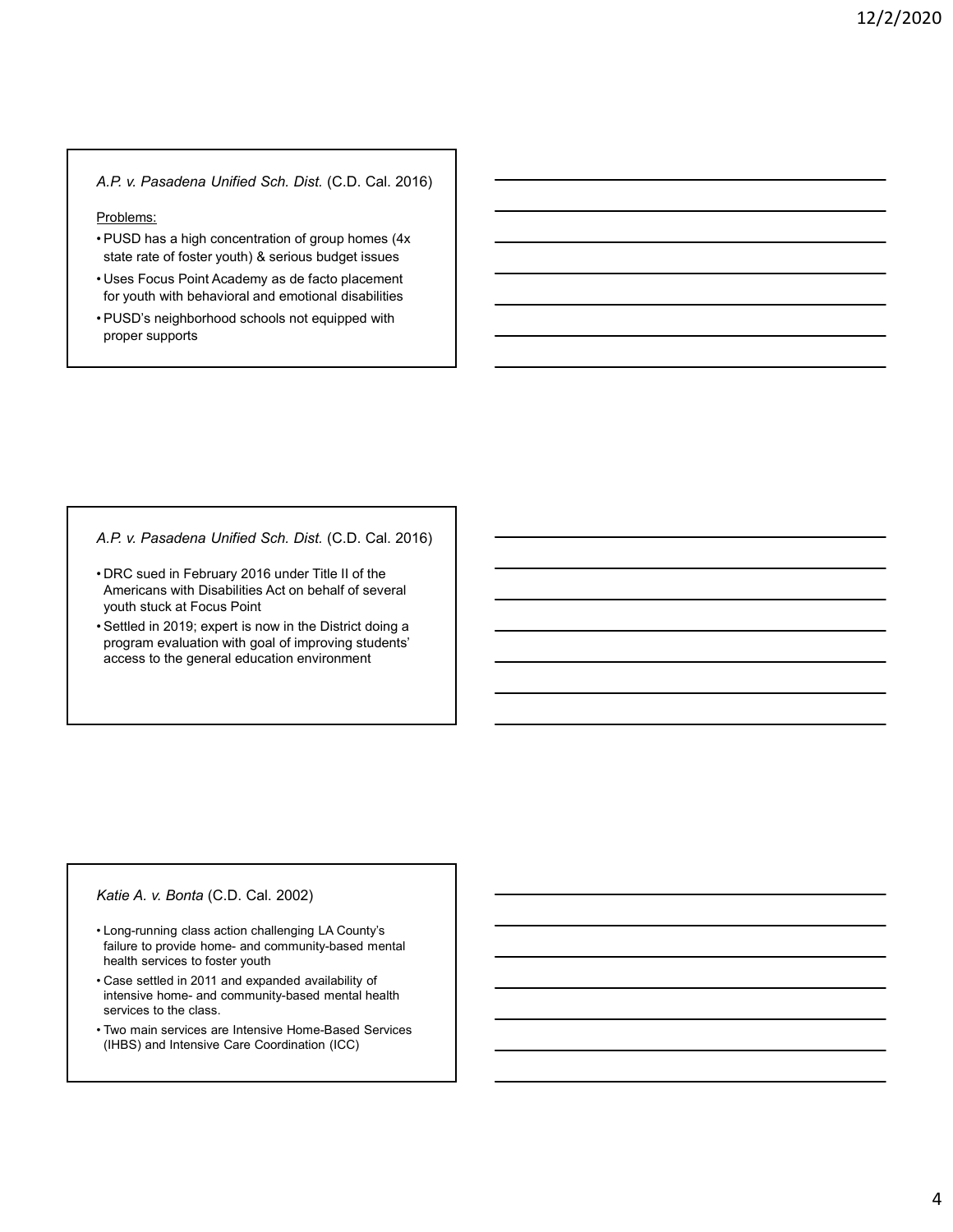### *A.P. v. Pasadena Unified Sch. Dist.* (C.D. Cal. 2016)

Problems:

- PUSD has a high concentration of group homes (4x state rate of foster youth) & serious budget issues
- Uses Focus Point Academy as de facto placement for youth with behavioral and emotional disabilities
- PUSD's neighborhood schools not equipped with proper supports

### *A.P. v. Pasadena Unified Sch. Dist.* (C.D. Cal. 2016)

- DRC sued in February 2016 under Title II of the Americans with Disabilities Act on behalf of several youth stuck at Focus Point
- Settled in 2019; expert is now in the District doing a program evaluation with goal of improving students' access to the general education environment

### *Katie A. v. Bonta* (C.D. Cal. 2002)

- Long-running class action challenging LA County's failure to provide home- and community-based mental health services to foster youth
- Case settled in 2011 and expanded availability of intensive home- and community-based mental health services to the class.
- Two main services are Intensive Home-Based Services (IHBS) and Intensive Care Coordination (ICC)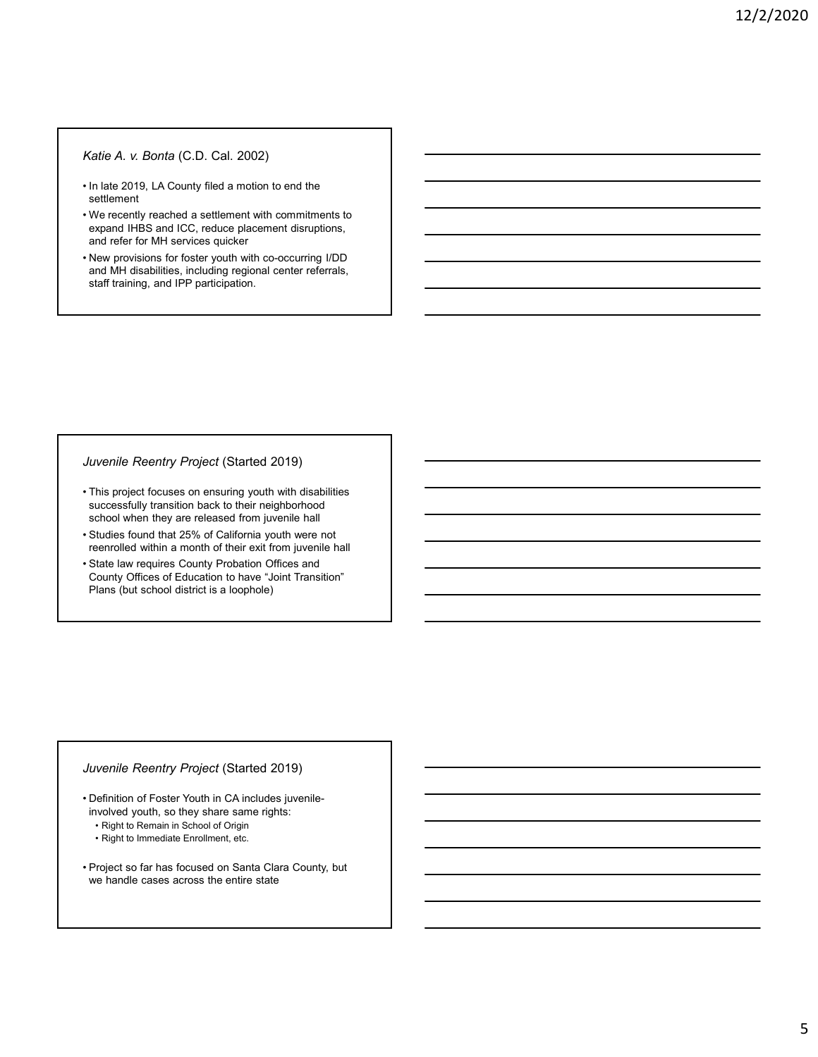## *Katie A. v. Bonta* (C.D. Cal. 2002)

- In late 2019, LA County filed a motion to end the settlement
- We recently reached a settlement with commitments to expand IHBS and ICC, reduce placement disruptions, and refer for MH services quicker
- New provisions for foster youth with co-occurring I/DD and MH disabilities, including regional center referrals, staff training, and IPP participation.

## *Juvenile Reentry Project* (Started 2019)

- This project focuses on ensuring youth with disabilities successfully transition back to their neighborhood school when they are released from juvenile hall
- Studies found that 25% of California youth were not reenrolled within a month of their exit from juvenile hall
- State law requires County Probation Offices and County Offices of Education to have "Joint Transition" Plans (but school district is a loophole)

## *Juvenile Reentry Project* (Started 2019)

- Definition of Foster Youth in CA includes juvenile-involved youth, so they share same rights:
  - Right to Remain in School of Origin
  - Right to Immediate Enrollment, etc.
- Project so far has focused on Santa Clara County, but we handle cases across the entire state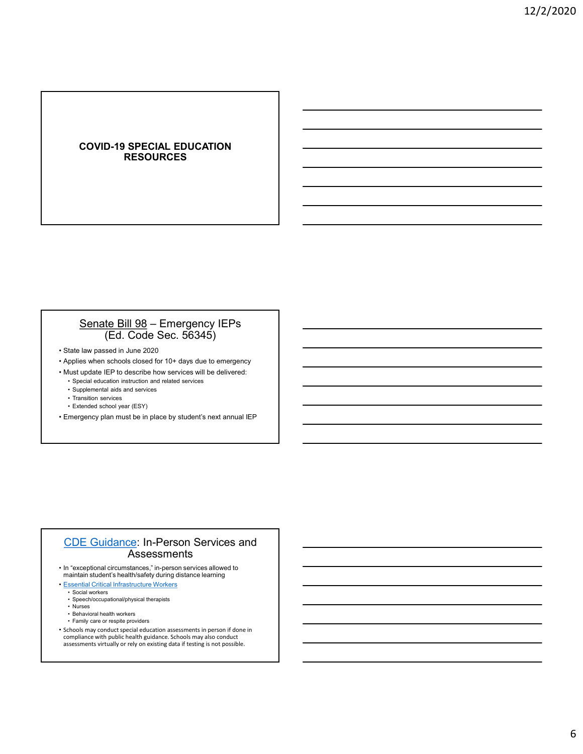## COVID-19 SPECIAL EDUCATION RESOURCES

## Senate Bill 98 – Emergency IEPs (Ed. Code Sec. 56345)

- State law passed in June 2020
- Applies when schools closed for 10+ days due to emergency
- Must update IEP to describe how services will be delivered:
  - Special education instruction and related services
  - Supplemental aids and services
  - Transition services
  - Extended school year (ESY)
- Emergency plan must be in place by student's next annual IEP

## CDE Guidance: In-Person Services and Assessments

- In "exceptional circumstances," in-person services allowed to maintain student's health/safety during distance learning
- Essential Critical Infrastructure Workers
  - Social workers
  - Speech/occupational/physical therapists
  - Nurses
  - Behavioral health workers
  - Family care or respite providers
- Schools may conduct special education assessments in person if done in compliance with public health guidance. Schools may also conduct assessments virtually or rely on existing data if testing is not possible.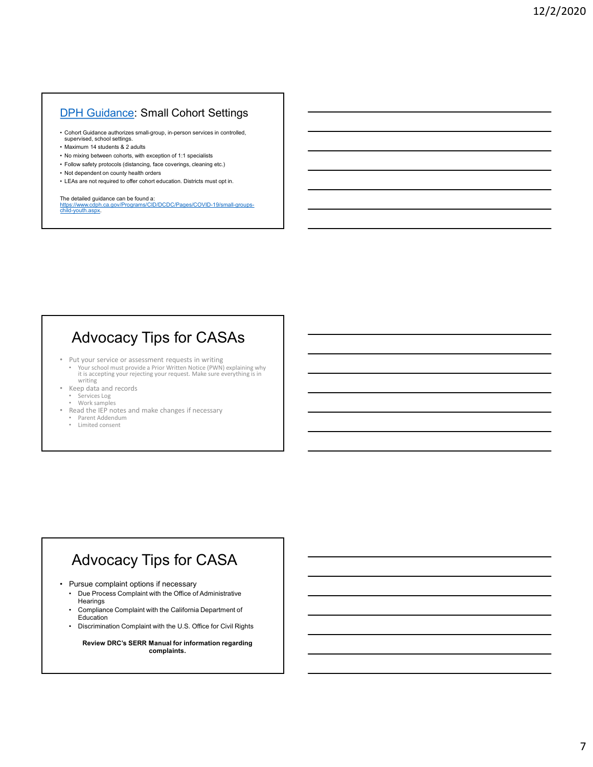## [DPH Guidance](https://www.cdph.ca.gov/Programs/CID/DCDC/Pages/COVID-19/small-groups-child-youth.aspx): Small Cohort Settings

- Cohort Guidance authorizes small-group, in-person services in controlled, supervised, school settings.
- Maximum 14 students & 2 adults
- No mixing between cohorts, with exception of 1:1 specialists
- Follow safety protocols (distancing, face coverings, cleaning etc.)
- Not dependent on county health orders
- LEAs are not required to offer cohort education. Districts must opt in.

The detailed guidance can be found a: https://www.cdph.ca.gov/Programs/CID/DCDC/Pages/COVID-19/small-groups-child-youth.aspx.

## Advocacy Tips for CASAs

- Put your service or assessment requests in writing
  - Your school must provide a Prior Written Notice (PWN) explaining why it is accepting your rejecting your request. Make sure everything is in writing
- Keep data and records
  - Services Log
  - Work samples
- Read the IEP notes and make changes if necessary
  - Parent Addendum
  - Limited consent

## Advocacy Tips for CASA

- Pursue complaint options if necessary
  - Due Process Complaint with the Office of Administrative Hearings
  - Compliance Complaint with the California Department of Education
  - Discrimination Complaint with the U.S. Office for Civil Rights

**Review DRC's SERR Manual for information regarding complaints.**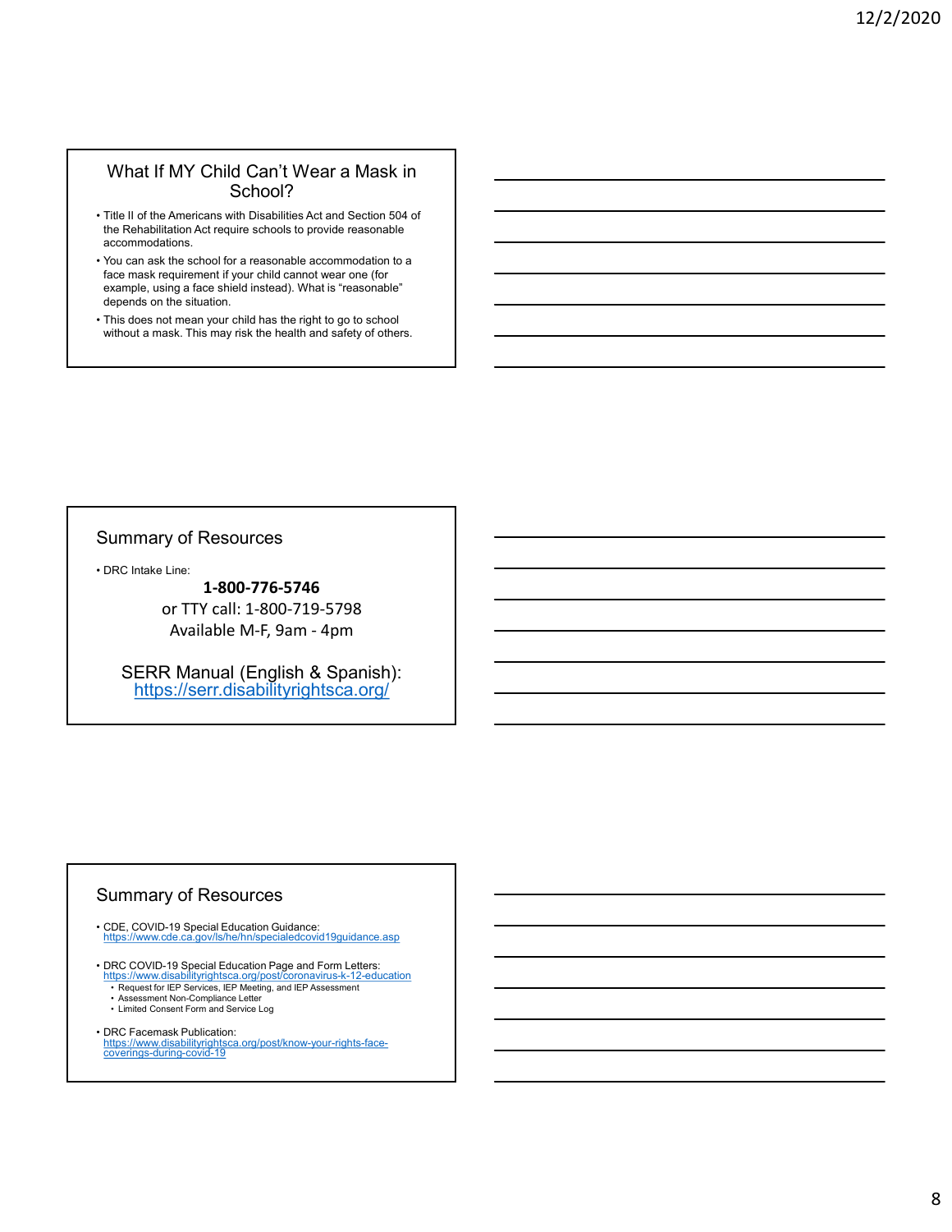## What If MY Child Can't Wear a Mask in School?

- Title II of the Americans with Disabilities Act and Section 504 of the Rehabilitation Act require schools to provide reasonable accommodations.
- You can ask the school for a reasonable accommodation to a face mask requirement if your child cannot wear one (for example, using a face shield instead). What is "reasonable" depends on the situation.
- This does not mean your child has the right to go to school without a mask. This may risk the health and safety of others.

## Summary of Resources

- DRC Intake Line:

**1-800-776-5746**
or TTY call: 1-800-719-5798
Available M-F, 9am - 4pm

SERR Manual (English & Spanish):
https://serr.disabilityrightsca.org/

## Summary of Resources

- CDE, COVID-19 Special Education Guidance:
https://www.cde.ca.gov/ls/he/hn/specialedcovid19guidance.asp
- DRC COVID-19 Special Education Page and Form Letters:
https://www.disabilityrightsca.org/post/coronavirus-k-12-education
  - Request for IEP Services, IEP Meeting, and IEP Assessment
  - Assessment Non-Compliance Letter
  - Limited Consent Form and Service Log
- DRC Facemask Publication:
https://www.disabilityrightsca.org/post/know-your-rights-face-coverings-during-covid-19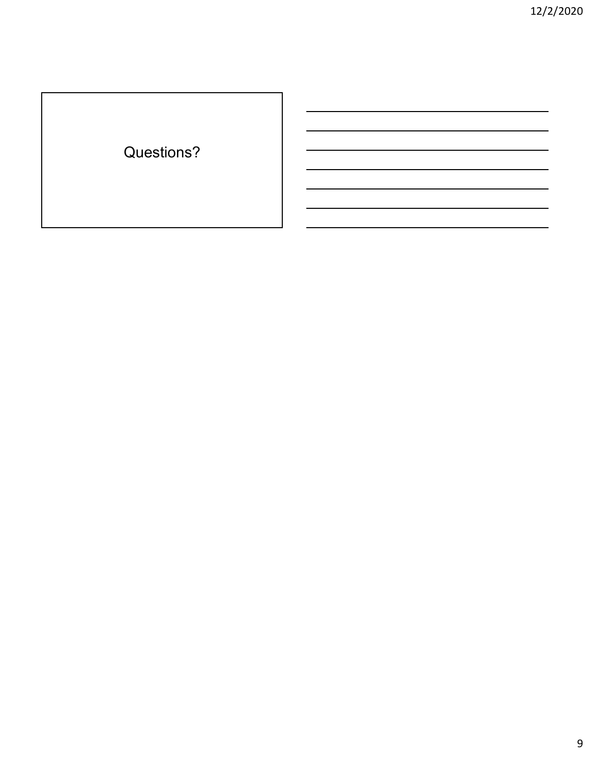Questions?